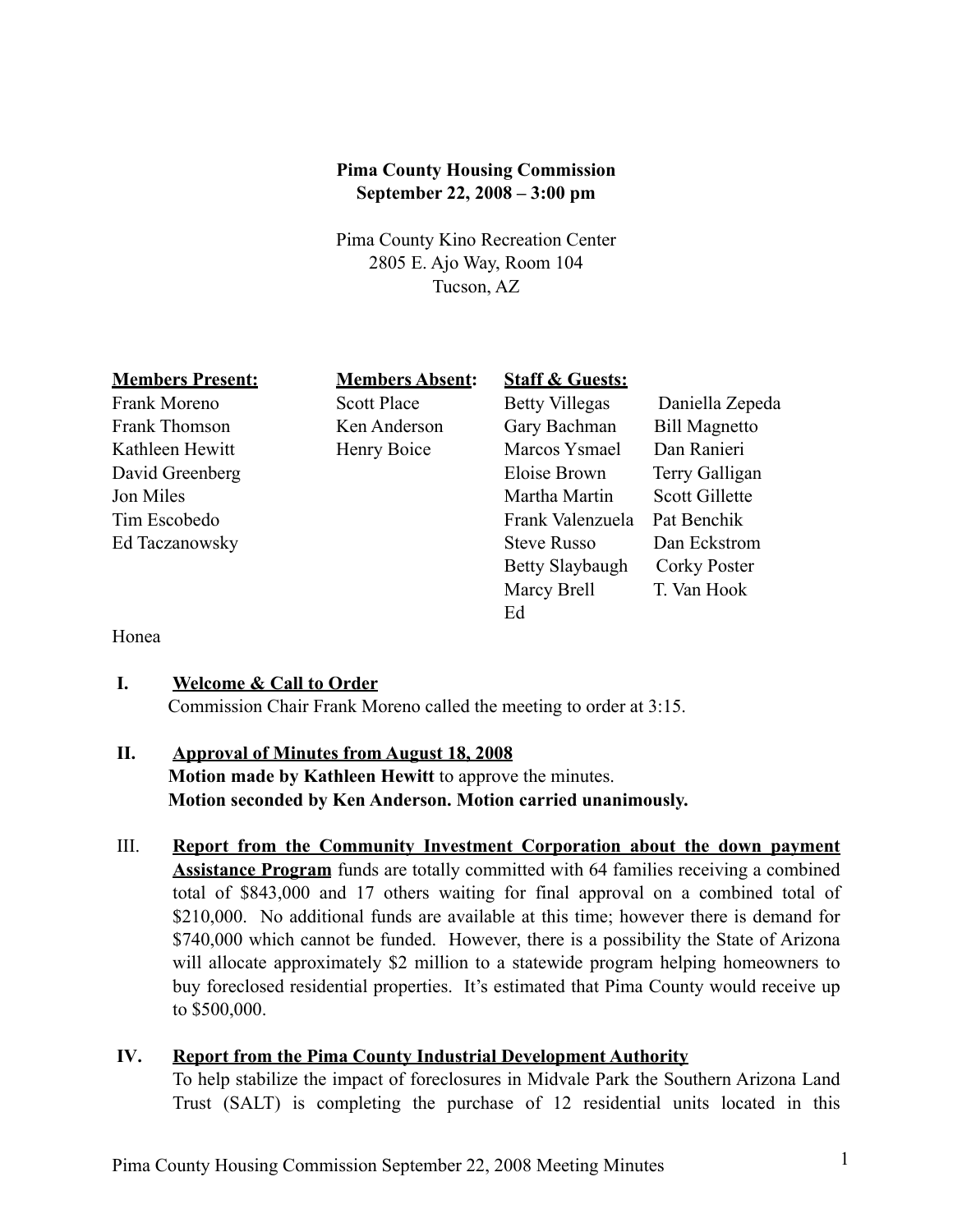**Pima County Housing Commission**
**September 22, 2008 – 3:00 pm**

Pima County Kino Recreation Center
2805 E. Ajo Way, Room 104
Tucson, AZ

| **Members Present:** | **Members Absent:** | **Staff & Guests:** | |
|---|---|---|---|
| Frank Moreno | Scott Place | Betty Villegas | Daniella Zepeda |
| Frank Thomson | Ken Anderson | Gary Bachman | Bill Magnetto |
| Kathleen Hewitt | Henry Boice | Marcos Ysmael | Dan Ranieri |
| David Greenberg | | Eloise Brown | Terry Galligan |
| Jon Miles | | Martha Martin | Scott Gillette |
| Tim Escobedo | | Frank Valenzuela | Pat Benchik |
| Ed Taczanowsky | | Steve Russo | Dan Eckstrom |
| | | Betty Slaybaugh | Corky Poster |
| | | Marcy Brell | T. Van Hook |
| | | Ed | |

Honea

**I. Welcome & Call to Order**
Commission Chair Frank Moreno called the meeting to order at 3:15.

**II. Approval of Minutes from August 18, 2008**
**Motion made by Kathleen Hewitt** to approve the minutes.
**Motion seconded by Ken Anderson. Motion carried unanimously.**

III. **Report from the Community Investment Corporation about the down payment Assistance Program** funds are totally committed with 64 families receiving a combined total of $843,000 and 17 others waiting for final approval on a combined total of $210,000. No additional funds are available at this time; however there is demand for $740,000 which cannot be funded. However, there is a possibility the State of Arizona will allocate approximately $2 million to a statewide program helping homeowners to buy foreclosed residential properties. It's estimated that Pima County would receive up to $500,000.

**IV. Report from the Pima County Industrial Development Authority**
To help stabilize the impact of foreclosures in Midvale Park the Southern Arizona Land Trust (SALT) is completing the purchase of 12 residential units located in this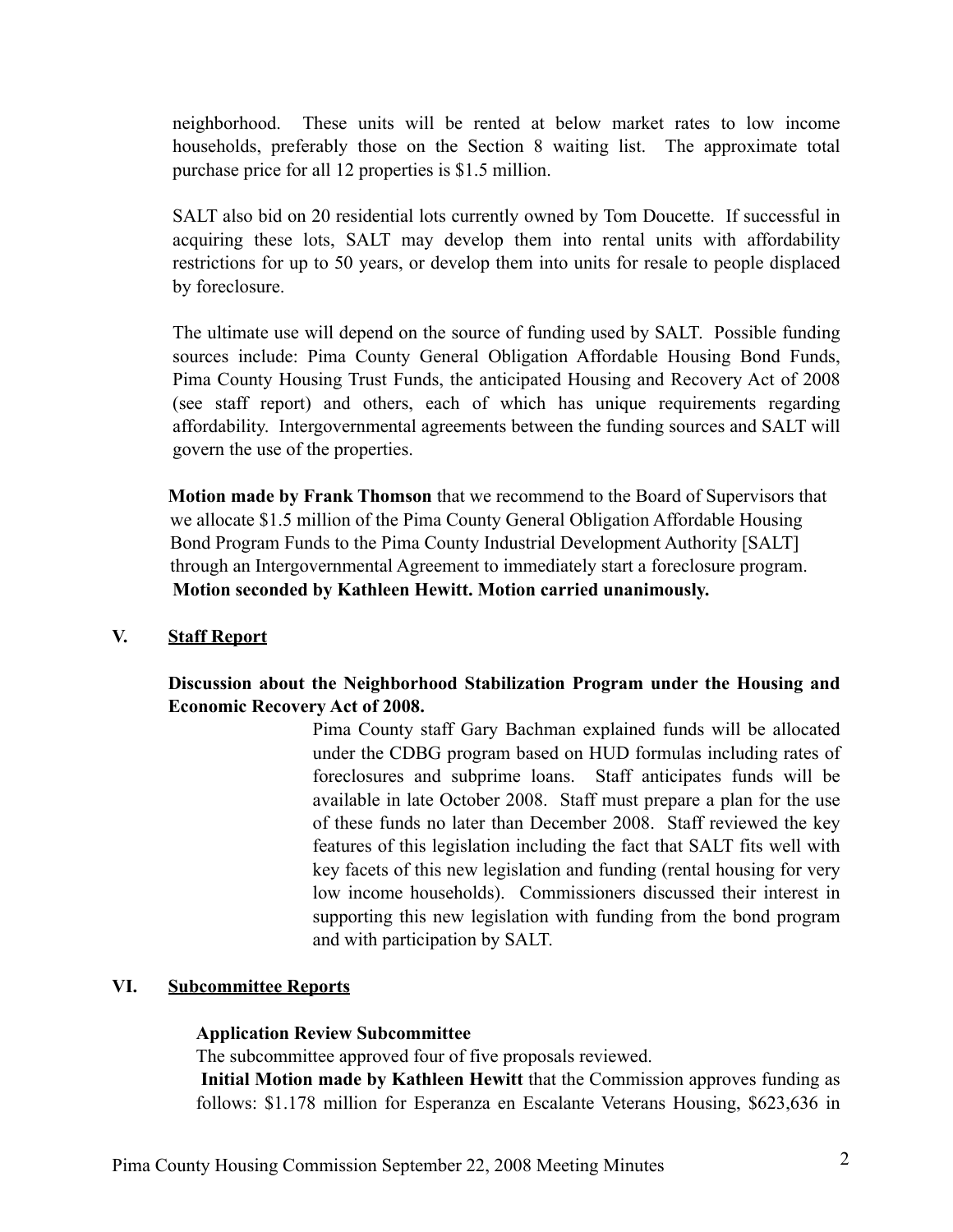neighborhood. These units will be rented at below market rates to low income households, preferably those on the Section 8 waiting list. The approximate total purchase price for all 12 properties is $1.5 million.

SALT also bid on 20 residential lots currently owned by Tom Doucette. If successful in acquiring these lots, SALT may develop them into rental units with affordability restrictions for up to 50 years, or develop them into units for resale to people displaced by foreclosure.

The ultimate use will depend on the source of funding used by SALT. Possible funding sources include: Pima County General Obligation Affordable Housing Bond Funds, Pima County Housing Trust Funds, the anticipated Housing and Recovery Act of 2008 (see staff report) and others, each of which has unique requirements regarding affordability. Intergovernmental agreements between the funding sources and SALT will govern the use of the properties.

**Motion made by Frank Thomson** that we recommend to the Board of Supervisors that we allocate $1.5 million of the Pima County General Obligation Affordable Housing Bond Program Funds to the Pima County Industrial Development Authority [SALT] through an Intergovernmental Agreement to immediately start a foreclosure program. **Motion seconded by Kathleen Hewitt. Motion carried unanimously.**

## V. Staff Report

**Discussion about the Neighborhood Stabilization Program under the Housing and Economic Recovery Act of 2008.**

Pima County staff Gary Bachman explained funds will be allocated under the CDBG program based on HUD formulas including rates of foreclosures and subprime loans. Staff anticipates funds will be available in late October 2008. Staff must prepare a plan for the use of these funds no later than December 2008. Staff reviewed the key features of this legislation including the fact that SALT fits well with key facets of this new legislation and funding (rental housing for very low income households). Commissioners discussed their interest in supporting this new legislation with funding from the bond program and with participation by SALT.

## VI. Subcommittee Reports

**Application Review Subcommittee**

The subcommittee approved four of five proposals reviewed.

**Initial Motion made by Kathleen Hewitt** that the Commission approves funding as follows: $1.178 million for Esperanza en Escalante Veterans Housing, $623,636 in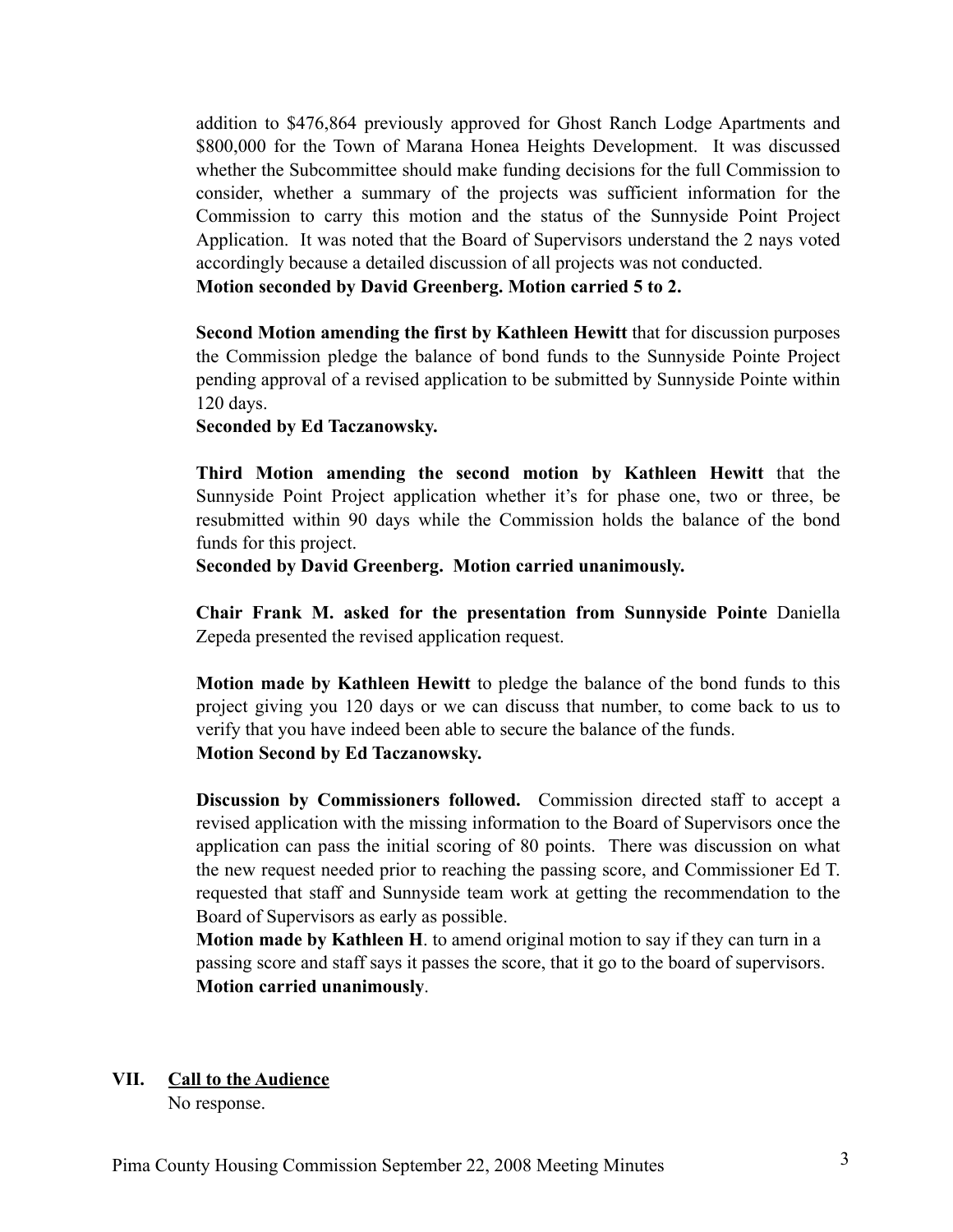addition to $476,864 previously approved for Ghost Ranch Lodge Apartments and $800,000 for the Town of Marana Honea Heights Development. It was discussed whether the Subcommittee should make funding decisions for the full Commission to consider, whether a summary of the projects was sufficient information for the Commission to carry this motion and the status of the Sunnyside Point Project Application. It was noted that the Board of Supervisors understand the 2 nays voted accordingly because a detailed discussion of all projects was not conducted.
**Motion seconded by David Greenberg. Motion carried 5 to 2.**

**Second Motion amending the first by Kathleen Hewitt** that for discussion purposes the Commission pledge the balance of bond funds to the Sunnyside Pointe Project pending approval of a revised application to be submitted by Sunnyside Pointe within 120 days.
**Seconded by Ed Taczanowsky.**

**Third Motion amending the second motion by Kathleen Hewitt** that the Sunnyside Point Project application whether it's for phase one, two or three, be resubmitted within 90 days while the Commission holds the balance of the bond funds for this project.
**Seconded by David Greenberg. Motion carried unanimously.**

**Chair Frank M. asked for the presentation from Sunnyside Pointe** Daniella Zepeda presented the revised application request.

**Motion made by Kathleen Hewitt** to pledge the balance of the bond funds to this project giving you 120 days or we can discuss that number, to come back to us to verify that you have indeed been able to secure the balance of the funds.
**Motion Second by Ed Taczanowsky.**

**Discussion by Commissioners followed.** Commission directed staff to accept a revised application with the missing information to the Board of Supervisors once the application can pass the initial scoring of 80 points. There was discussion on what the new request needed prior to reaching the passing score, and Commissioner Ed T. requested that staff and Sunnyside team work at getting the recommendation to the Board of Supervisors as early as possible.
**Motion made by Kathleen H**. to amend original motion to say if they can turn in a passing score and staff says it passes the score, that it go to the board of supervisors.
**Motion carried unanimously**.

## VII. Call to the Audience

No response.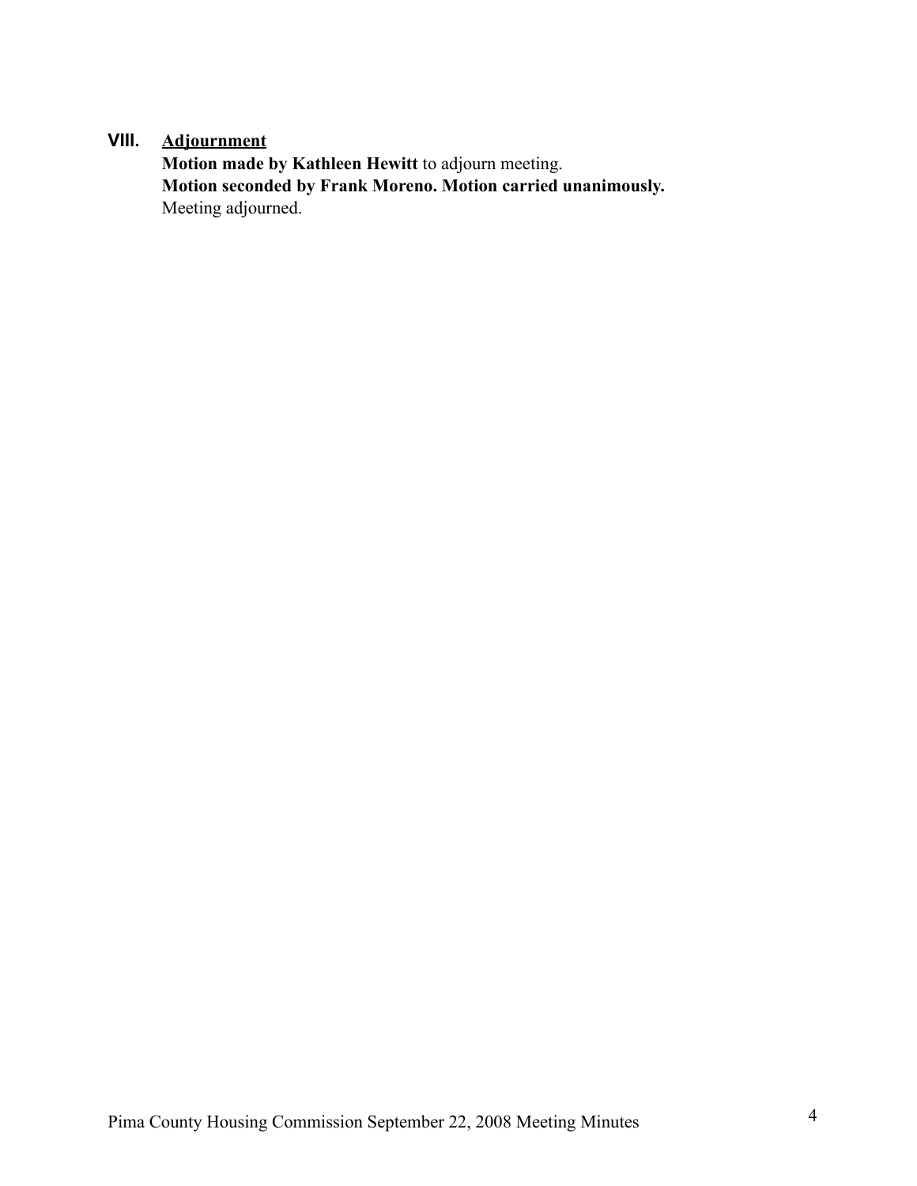## VIII. <u>Adjournment</u>

**Motion made by Kathleen Hewitt** to adjourn meeting.
**Motion seconded by Frank Moreno. Motion carried unanimously.**
Meeting adjourned.